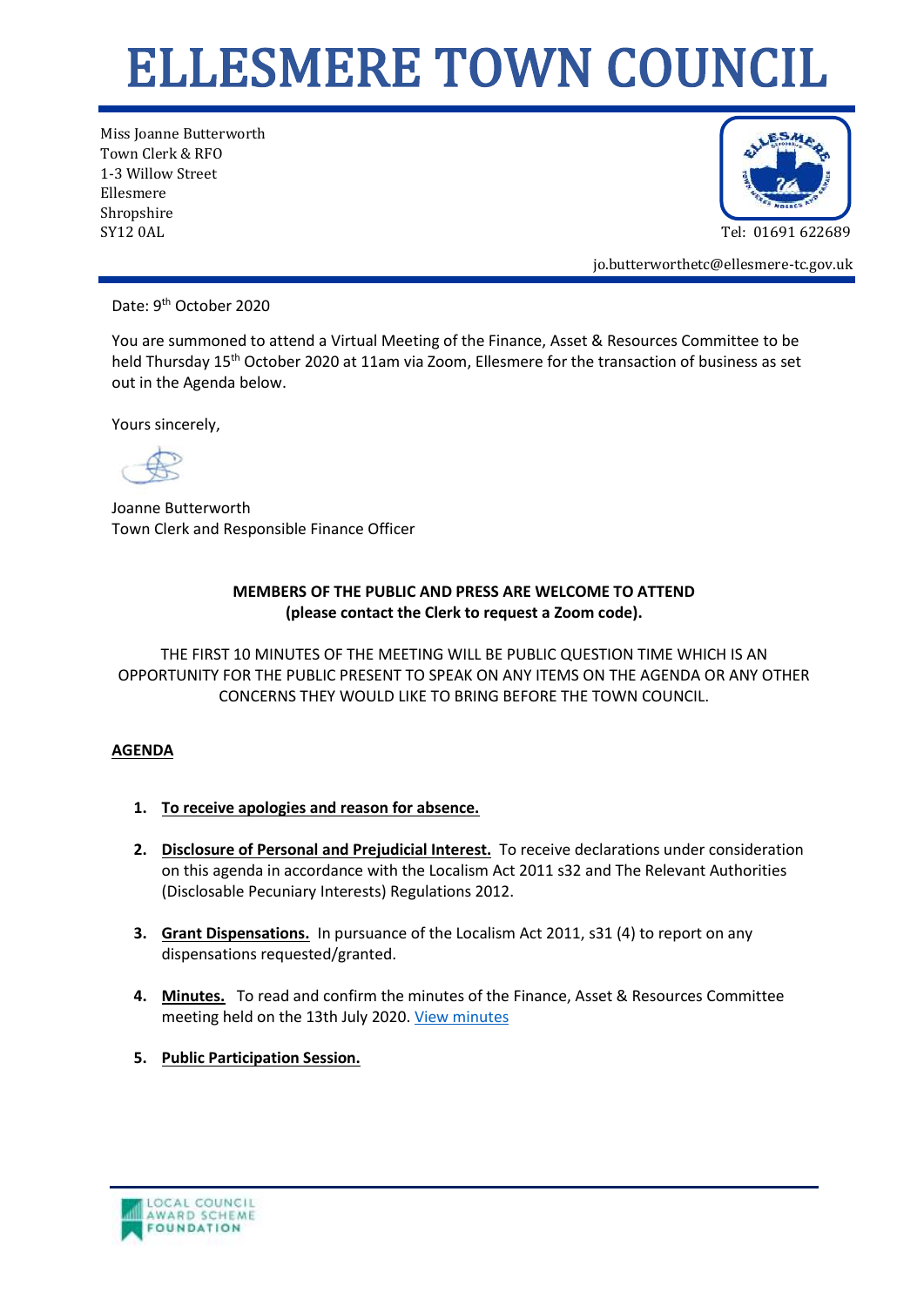# ELLESMERE TOWN COUNCIL

Miss Joanne Butterworth
Town Clerk & RFO
1-3 Willow Street
Ellesmere
Shropshire
SY12 0AL

Tel: 01691 622689

jo.butterworthetc@ellesmere-tc.gov.uk

Date: 9th October 2020

You are summoned to attend a Virtual Meeting of the Finance, Asset & Resources Committee to be held Thursday 15th October 2020 at 11am via Zoom, Ellesmere for the transaction of business as set out in the Agenda below.

Yours sincerely,

Joanne Butterworth
Town Clerk and Responsible Finance Officer

**MEMBERS OF THE PUBLIC AND PRESS ARE WELCOME TO ATTEND**
**(please contact the Clerk to request a Zoom code).**

THE FIRST 10 MINUTES OF THE MEETING WILL BE PUBLIC QUESTION TIME WHICH IS AN OPPORTUNITY FOR THE PUBLIC PRESENT TO SPEAK ON ANY ITEMS ON THE AGENDA OR ANY OTHER CONCERNS THEY WOULD LIKE TO BRING BEFORE THE TOWN COUNCIL.

**AGENDA**

1. **To receive apologies and reason for absence.**

2. **Disclosure of Personal and Prejudicial Interest.** To receive declarations under consideration on this agenda in accordance with the Localism Act 2011 s32 and The Relevant Authorities (Disclosable Pecuniary Interests) Regulations 2012.

3. **Grant Dispensations.** In pursuance of the Localism Act 2011, s31 (4) to report on any dispensations requested/granted.

4. **Minutes.** To read and confirm the minutes of the Finance, Asset & Resources Committee meeting held on the 13th July 2020. View minutes

5. **Public Participation Session.**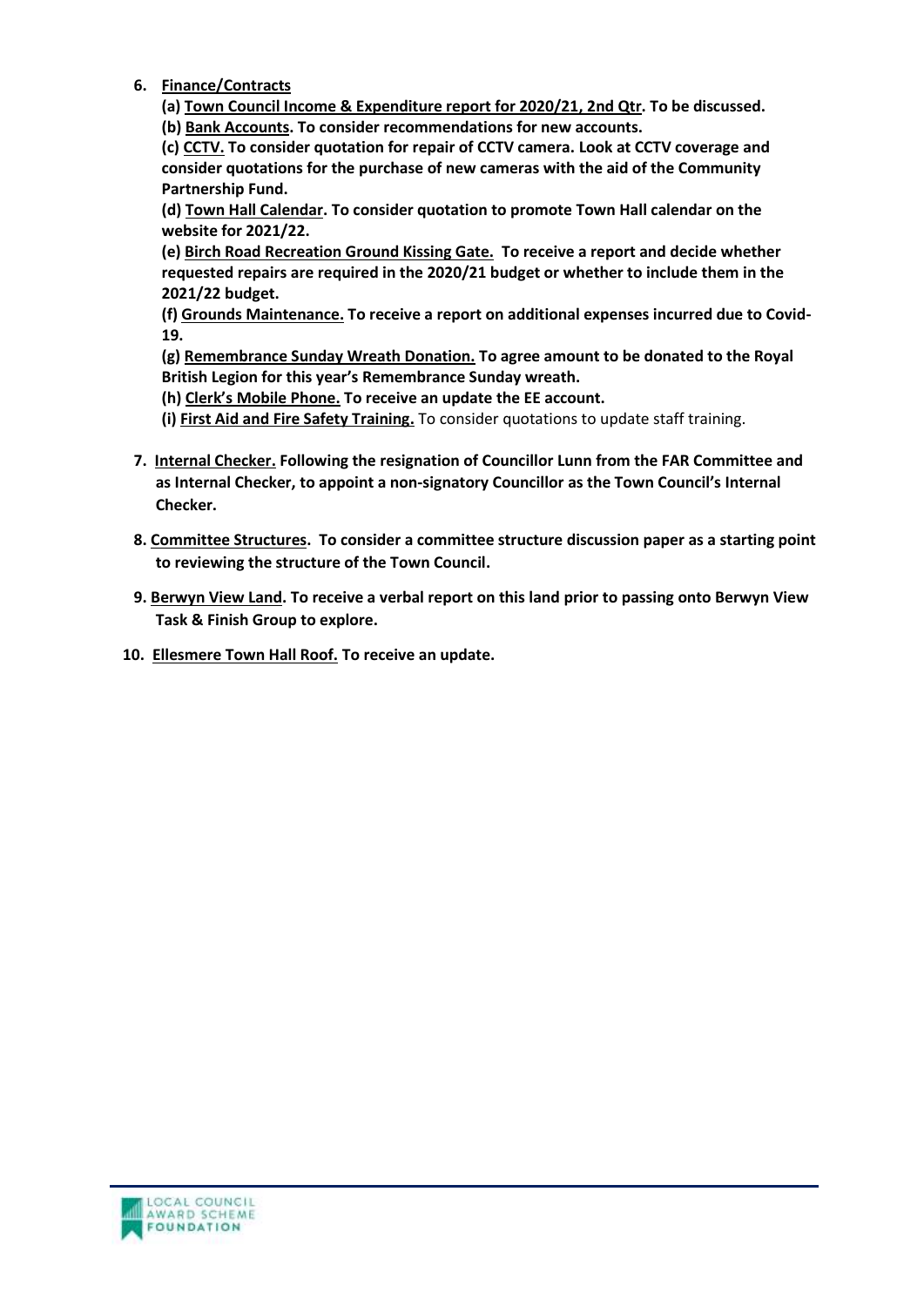6. **<u>Finance/Contracts</u>**

   **(a) <u>Town Council Income & Expenditure report for 2020/21, 2nd Qtr</u>. To be discussed.**

   **(b) <u>Bank Accounts</u>. To consider recommendations for new accounts.**

   **(c) <u>CCTV.</u> To consider quotation for repair of CCTV camera. Look at CCTV coverage and consider quotations for the purchase of new cameras with the aid of the Community Partnership Fund.**

   **(d) <u>Town Hall Calendar</u>. To consider quotation to promote Town Hall calendar on the website for 2021/22.**

   **(e) <u>Birch Road Recreation Ground Kissing Gate.</u> To receive a report and decide whether requested repairs are required in the 2020/21 budget or whether to include them in the 2021/22 budget.**

   **(f) <u>Grounds Maintenance.</u> To receive a report on additional expenses incurred due to Covid-19.**

   **(g) <u>Remembrance Sunday Wreath Donation.</u> To agree amount to be donated to the Royal British Legion for this year's Remembrance Sunday wreath.**

   **(h) <u>Clerk's Mobile Phone.</u> To receive an update the EE account.**

   **(i) <u>First Aid and Fire Safety Training.</u>** To consider quotations to update staff training.

7. **<u>Internal Checker.</u> Following the resignation of Councillor Lunn from the FAR Committee and as Internal Checker, to appoint a non-signatory Councillor as the Town Council's Internal Checker.**

8. **<u>Committee Structures</u>. To consider a committee structure discussion paper as a starting point to reviewing the structure of the Town Council.**

9. **<u>Berwyn View Land</u>. To receive a verbal report on this land prior to passing onto Berwyn View Task & Finish Group to explore.**

10. **<u>Ellesmere Town Hall Roof.</u> To receive an update.**